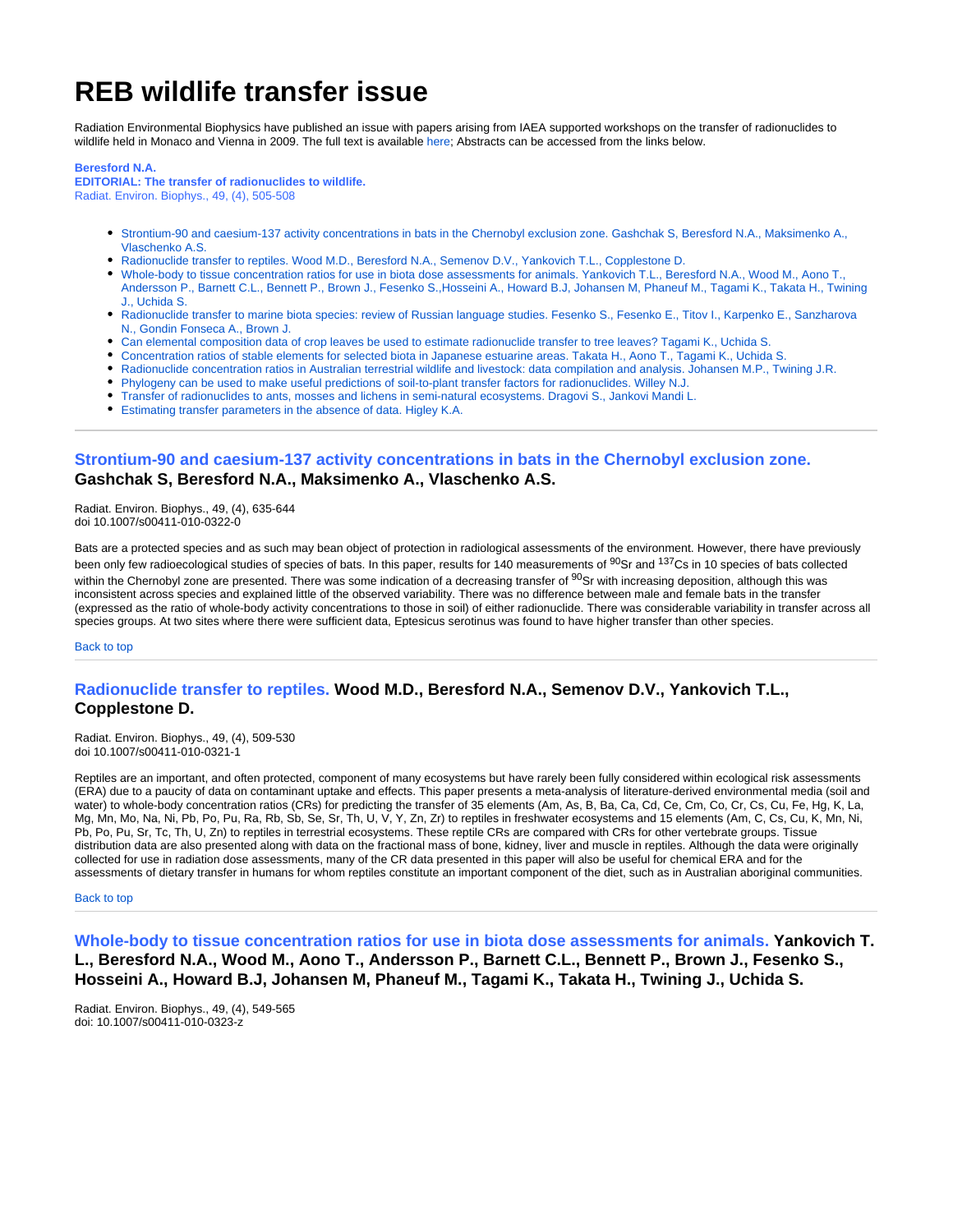# REB wildlife transfer issue

Radiation Environmental Biophysics have published an issue with papers arising from IAEA supported workshops on the transfer of radionuclides to wildlife held in Monaco and Vienna in 2009. The full text is available here; Abstracts can be accessed from the links below.

**Beresford N.A.**
**EDITORIAL: The transfer of radionuclides to wildlife.**
Radiat. Environ. Biophys., 49, (4), 505-508

- Strontium-90 and caesium-137 activity concentrations in bats in the Chernobyl exclusion zone. Gashchak S, Beresford N.A., Maksimenko A., Vlaschenko A.S.
- Radionuclide transfer to reptiles. Wood M.D., Beresford N.A., Semenov D.V., Yankovich T.L., Copplestone D.
- Whole-body to tissue concentration ratios for use in biota dose assessments for animals. Yankovich T.L., Beresford N.A., Wood M., Aono T., Andersson P., Barnett C.L., Bennett P., Brown J., Fesenko S.,Hosseini A., Howard B.J, Johansen M, Phaneuf M., Tagami K., Takata H., Twining J., Uchida S.
- Radionuclide transfer to marine biota species: review of Russian language studies. Fesenko S., Fesenko E., Titov I., Karpenko E., Sanzharova N., Gondin Fonseca A., Brown J.
- Can elemental composition data of crop leaves be used to estimate radionuclide transfer to tree leaves? Tagami K., Uchida S.
- Concentration ratios of stable elements for selected biota in Japanese estuarine areas. Takata H., Aono T., Tagami K., Uchida S.
- Radionuclide concentration ratios in Australian terrestrial wildlife and livestock: data compilation and analysis. Johansen M.P., Twining J.R.
- Phylogeny can be used to make useful predictions of soil-to-plant transfer factors for radionuclides. Willey N.J.
- Transfer of radionuclides to ants, mosses and lichens in semi-natural ecosystems. Dragovi S., Jankovi Mandi L.
- Estimating transfer parameters in the absence of data. Higley K.A.

---

## Strontium-90 and caesium-137 activity concentrations in bats in the Chernobyl exclusion zone. Gashchak S, Beresford N.A., Maksimenko A., Vlaschenko A.S.

Radiat. Environ. Biophys., 49, (4), 635-644
doi 10.1007/s00411-010-0322-0

Bats are a protected species and as such may bean object of protection in radiological assessments of the environment. However, there have previously been only few radioecological studies of species of bats. In this paper, results for 140 measurements of $^{90}$Sr and $^{137}$Cs in 10 species of bats collected within the Chernobyl zone are presented. There was some indication of a decreasing transfer of $^{90}$Sr with increasing deposition, although this was inconsistent across species and explained little of the observed variability. There was no difference between male and female bats in the transfer (expressed as the ratio of whole-body activity concentrations to those in soil) of either radionuclide. There was considerable variability in transfer across all species groups. At two sites where there were sufficient data, Eptesicus serotinus was found to have higher transfer than other species.

Back to top

---

## Radionuclide transfer to reptiles. Wood M.D., Beresford N.A., Semenov D.V., Yankovich T.L., Copplestone D.

Radiat. Environ. Biophys., 49, (4), 509-530
doi 10.1007/s00411-010-0321-1

Reptiles are an important, and often protected, component of many ecosystems but have rarely been fully considered within ecological risk assessments (ERA) due to a paucity of data on contaminant uptake and effects. This paper presents a meta-analysis of literature-derived environmental media (soil and water) to whole-body concentration ratios (CRs) for predicting the transfer of 35 elements (Am, As, B, Ba, Ca, Cd, Ce, Cm, Co, Cr, Cs, Cu, Fe, Hg, K, La, Mg, Mn, Mo, Na, Ni, Pb, Po, Pu, Ra, Rb, Sb, Se, Sr, Th, U, V, Y, Zn, Zr) to reptiles in freshwater ecosystems and 15 elements (Am, C, Cs, Cu, K, Mn, Ni, Pb, Po, Pu, Sr, Tc, Th, U, Zn) to reptiles in terrestrial ecosystems. These reptile CRs are compared with CRs for other vertebrate groups. Tissue distribution data are also presented along with data on the fractional mass of bone, kidney, liver and muscle in reptiles. Although the data were originally collected for use in radiation dose assessments, many of the CR data presented in this paper will also be useful for chemical ERA and for the assessments of dietary transfer in humans for whom reptiles constitute an important component of the diet, such as in Australian aboriginal communities.

Back to top

---

## Whole-body to tissue concentration ratios for use in biota dose assessments for animals. Yankovich T. L., Beresford N.A., Wood M., Aono T., Andersson P., Barnett C.L., Bennett P., Brown J., Fesenko S., Hosseini A., Howard B.J, Johansen M, Phaneuf M., Tagami K., Takata H., Twining J., Uchida S.

Radiat. Environ. Biophys., 49, (4), 549-565
doi: 10.1007/s00411-010-0323-z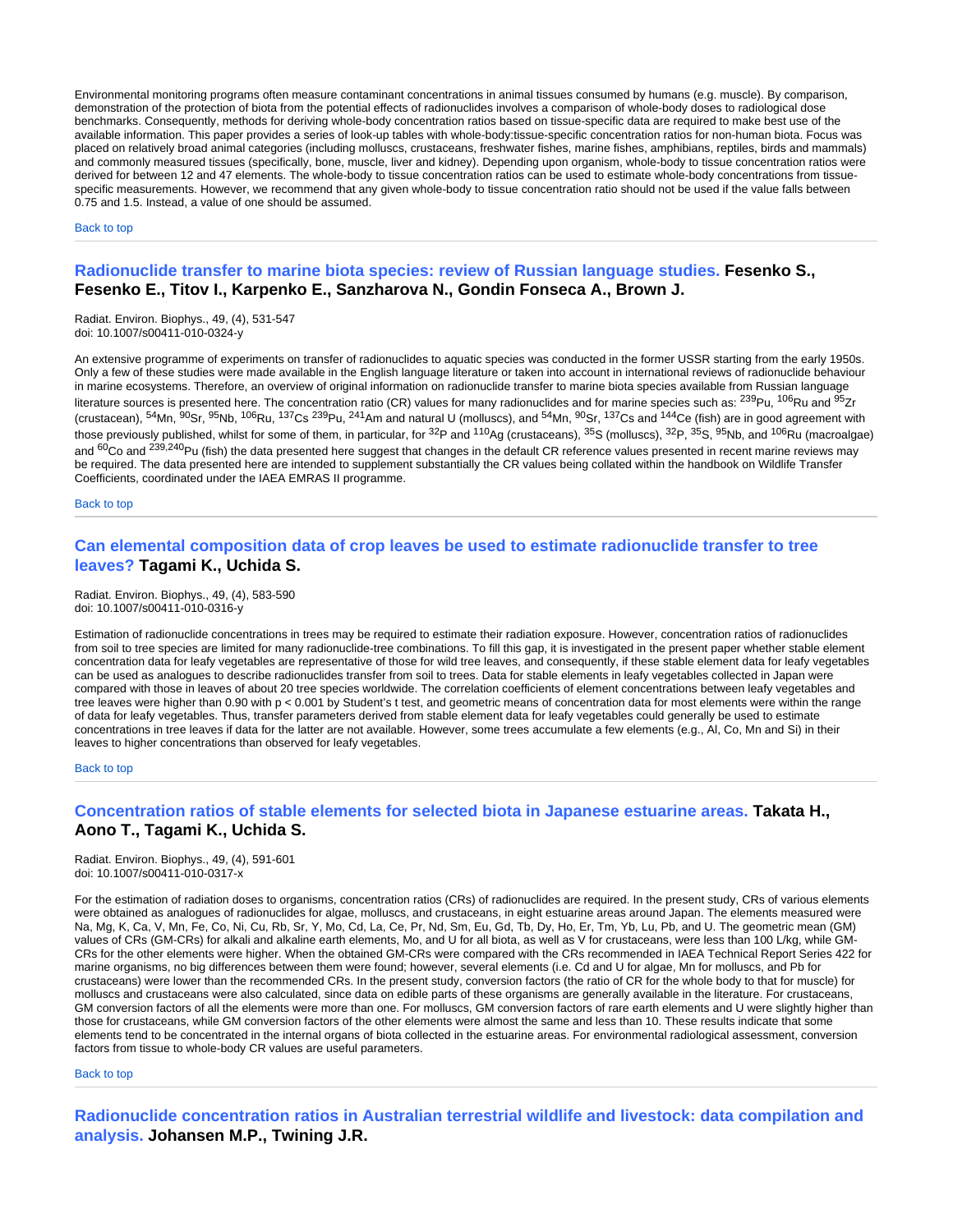Environmental monitoring programs often measure contaminant concentrations in animal tissues consumed by humans (e.g. muscle). By comparison, demonstration of the protection of biota from the potential effects of radionuclides involves a comparison of whole-body doses to radiological dose benchmarks. Consequently, methods for deriving whole-body concentration ratios based on tissue-specific data are required to make best use of the available information. This paper provides a series of look-up tables with whole-body:tissue-specific concentration ratios for non-human biota. Focus was placed on relatively broad animal categories (including molluscs, crustaceans, freshwater fishes, marine fishes, amphibians, reptiles, birds and mammals) and commonly measured tissues (specifically, bone, muscle, liver and kidney). Depending upon organism, whole-body to tissue concentration ratios were derived for between 12 and 47 elements. The whole-body to tissue concentration ratios can be used to estimate whole-body concentrations from tissue-specific measurements. However, we recommend that any given whole-body to tissue concentration ratio should not be used if the value falls between 0.75 and 1.5. Instead, a value of one should be assumed.

Back to top

## Radionuclide transfer to marine biota species: review of Russian language studies. **Fesenko S., Fesenko E., Titov I., Karpenko E., Sanzharova N., Gondin Fonseca A., Brown J.**

Radiat. Environ. Biophys., 49, (4), 531-547
doi: 10.1007/s00411-010-0324-y

An extensive programme of experiments on transfer of radionuclides to aquatic species was conducted in the former USSR starting from the early 1950s. Only a few of these studies were made available in the English language literature or taken into account in international reviews of radionuclide behaviour in marine ecosystems. Therefore, an overview of original information on radionuclide transfer to marine biota species available from Russian language literature sources is presented here. The concentration ratio (CR) values for many radionuclides and for marine species such as: $^{239}$Pu, $^{106}$Ru and $^{95}$Zr (crustacean), $^{54}$Mn, $^{90}$Sr, $^{95}$Nb, $^{106}$Ru, $^{137}$Cs $^{239}$Pu, $^{241}$Am and natural U (molluscs), and $^{54}$Mn, $^{90}$Sr, $^{137}$Cs and $^{144}$Ce (fish) are in good agreement with those previously published, whilst for some of them, in particular, for $^{32}$P and $^{110}$Ag (crustaceans), $^{35}$S (molluscs), $^{32}$P, $^{35}$S, $^{95}$Nb, and $^{106}$Ru (macroalgae) and $^{60}$Co and $^{239,240}$Pu (fish) the data presented here suggest that changes in the default CR reference values presented in recent marine reviews may be required. The data presented here are intended to supplement substantially the CR values being collated within the handbook on Wildlife Transfer Coefficients, coordinated under the IAEA EMRAS II programme.

Back to top

## Can elemental composition data of crop leaves be used to estimate radionuclide transfer to tree leaves? **Tagami K., Uchida S.**

Radiat. Environ. Biophys., 49, (4), 583-590
doi: 10.1007/s00411-010-0316-y

Estimation of radionuclide concentrations in trees may be required to estimate their radiation exposure. However, concentration ratios of radionuclides from soil to tree species are limited for many radionuclide-tree combinations. To fill this gap, it is investigated in the present paper whether stable element concentration data for leafy vegetables are representative of those for wild tree leaves, and consequently, if these stable element data for leafy vegetables can be used as analogues to describe radionuclides transfer from soil to trees. Data for stable elements in leafy vegetables collected in Japan were compared with those in leaves of about 20 tree species worldwide. The correlation coefficients of element concentrations between leafy vegetables and tree leaves were higher than 0.90 with $p < 0.001$ by Student's t test, and geometric means of concentration data for most elements were within the range of data for leafy vegetables. Thus, transfer parameters derived from stable element data for leafy vegetables could generally be used to estimate concentrations in tree leaves if data for the latter are not available. However, some trees accumulate a few elements (e.g., Al, Co, Mn and Si) in their leaves to higher concentrations than observed for leafy vegetables.

Back to top

## Concentration ratios of stable elements for selected biota in Japanese estuarine areas. **Takata H., Aono T., Tagami K., Uchida S.**

Radiat. Environ. Biophys., 49, (4), 591-601
doi: 10.1007/s00411-010-0317-x

For the estimation of radiation doses to organisms, concentration ratios (CRs) of radionuclides are required. In the present study, CRs of various elements were obtained as analogues of radionuclides for algae, molluscs, and crustaceans, in eight estuarine areas around Japan. The elements measured were Na, Mg, K, Ca, V, Mn, Fe, Co, Ni, Cu, Rb, Sr, Y, Mo, Cd, La, Ce, Pr, Nd, Sm, Eu, Gd, Tb, Dy, Ho, Er, Tm, Yb, Lu, Pb, and U. The geometric mean (GM) values of CRs (GM-CRs) for alkali and alkaline earth elements, Mo, and U for all biota, as well as V for crustaceans, were less than 100 L/kg, while GM-CRs for the other elements were higher. When the obtained GM-CRs were compared with the CRs recommended in IAEA Technical Report Series 422 for marine organisms, no big differences between them were found; however, several elements (i.e. Cd and U for algae, Mn for molluscs, and Pb for crustaceans) were lower than the recommended CRs. In the present study, conversion factors (the ratio of CR for the whole body to that for muscle) for molluscs and crustaceans were also calculated, since data on edible parts of these organisms are generally available in the literature. For crustaceans, GM conversion factors of all the elements were more than one. For molluscs, GM conversion factors of rare earth elements and U were slightly higher than those for crustaceans, while GM conversion factors of the other elements were almost the same and less than 10. These results indicate that some elements tend to be concentrated in the internal organs of biota collected in the estuarine areas. For environmental radiological assessment, conversion factors from tissue to whole-body CR values are useful parameters.

Back to top

## Radionuclide concentration ratios in Australian terrestrial wildlife and livestock: data compilation and analysis. **Johansen M.P., Twining J.R.**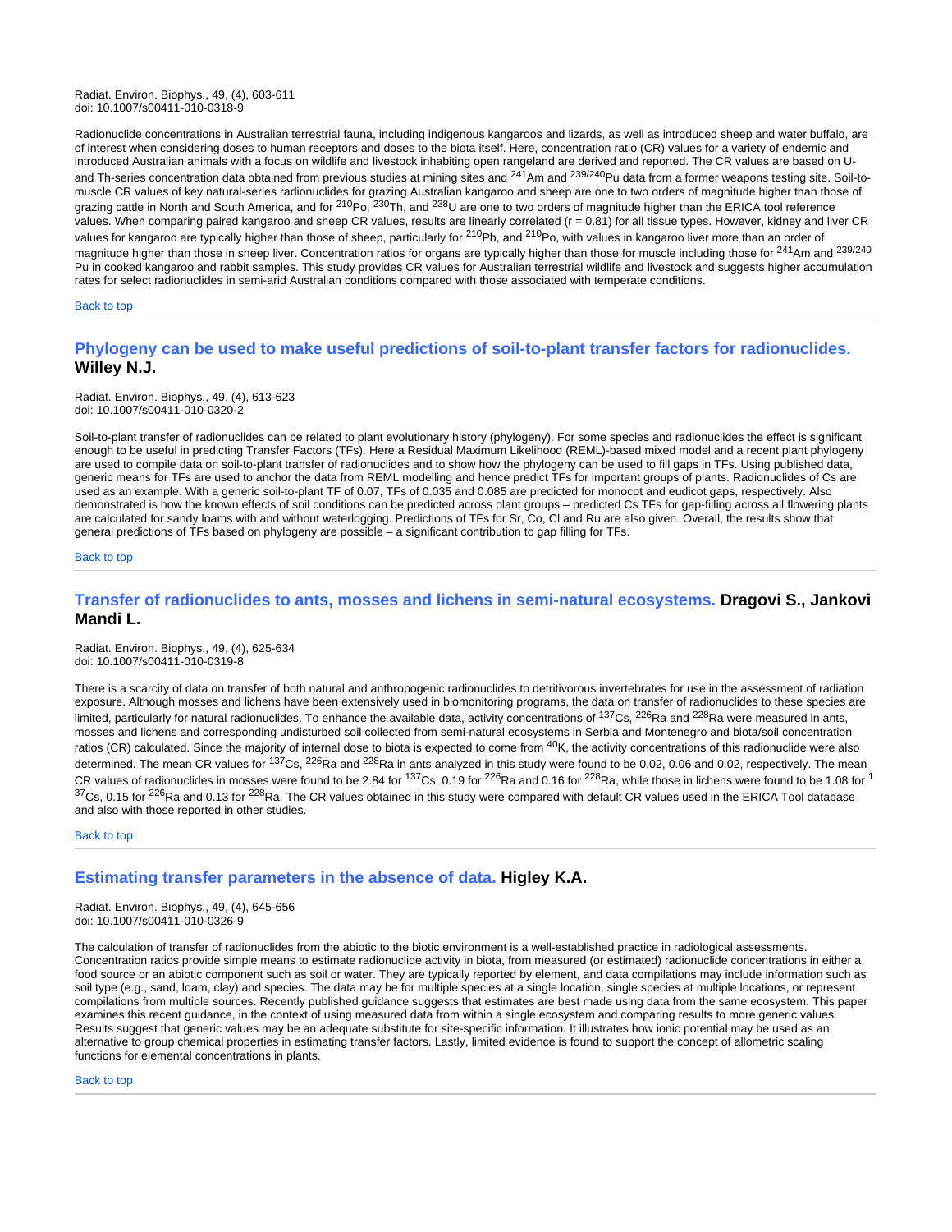Radiat. Environ. Biophys., 49, (4), 603-611
doi: 10.1007/s00411-010-0318-9

Radionuclide concentrations in Australian terrestrial fauna, including indigenous kangaroos and lizards, as well as introduced sheep and water buffalo, are of interest when considering doses to human receptors and doses to the biota itself. Here, concentration ratio (CR) values for a variety of endemic and introduced Australian animals with a focus on wildlife and livestock inhabiting open rangeland are derived and reported. The CR values are based on U- and Th-series concentration data obtained from previous studies at mining sites and $^{241}$Am and $^{239/240}$Pu data from a former weapons testing site. Soil-to-muscle CR values of key natural-series radionuclides for grazing Australian kangaroo and sheep are one to two orders of magnitude higher than those of grazing cattle in North and South America, and for $^{210}$Po, $^{230}$Th, and $^{238}$U are one to two orders of magnitude higher than the ERICA tool reference values. When comparing paired kangaroo and sheep CR values, results are linearly correlated ($r = 0.81$) for all tissue types. However, kidney and liver CR values for kangaroo are typically higher than those of sheep, particularly for $^{210}$Pb, and $^{210}$Po, with values in kangaroo liver more than an order of magnitude higher than those in sheep liver. Concentration ratios for organs are typically higher than those for muscle including those for $^{241}$Am and $^{239/240}$Pu in cooked kangaroo and rabbit samples. This study provides CR values for Australian terrestrial wildlife and livestock and suggests higher accumulation rates for select radionuclides in semi-arid Australian conditions compared with those associated with temperate conditions.

Back to top

## Phylogeny can be used to make useful predictions of soil-to-plant transfer factors for radionuclides. Willey N.J.

Radiat. Environ. Biophys., 49, (4), 613-623
doi: 10.1007/s00411-010-0320-2

Soil-to-plant transfer of radionuclides can be related to plant evolutionary history (phylogeny). For some species and radionuclides the effect is significant enough to be useful in predicting Transfer Factors (TFs). Here a Residual Maximum Likelihood (REML)-based mixed model and a recent plant phylogeny are used to compile data on soil-to-plant transfer of radionuclides and to show how the phylogeny can be used to fill gaps in TFs. Using published data, generic means for TFs are used to anchor the data from REML modelling and hence predict TFs for important groups of plants. Radionuclides of Cs are used as an example. With a generic soil-to-plant TF of 0.07, TFs of 0.035 and 0.085 are predicted for monocot and eudicot gaps, respectively. Also demonstrated is how the known effects of soil conditions can be predicted across plant groups – predicted Cs TFs for gap-filling across all flowering plants are calculated for sandy loams with and without waterlogging. Predictions of TFs for Sr, Co, Cl and Ru are also given. Overall, the results show that general predictions of TFs based on phylogeny are possible – a significant contribution to gap filling for TFs.

Back to top

## Transfer of radionuclides to ants, mosses and lichens in semi-natural ecosystems. Dragovi S., Jankovi Mandi L.

Radiat. Environ. Biophys., 49, (4), 625-634
doi: 10.1007/s00411-010-0319-8

There is a scarcity of data on transfer of both natural and anthropogenic radionuclides to detritivorous invertebrates for use in the assessment of radiation exposure. Although mosses and lichens have been extensively used in biomonitoring programs, the data on transfer of radionuclides to these species are limited, particularly for natural radionuclides. To enhance the available data, activity concentrations of $^{137}$Cs, $^{226}$Ra and $^{228}$Ra were measured in ants, mosses and lichens and corresponding undisturbed soil collected from semi-natural ecosystems in Serbia and Montenegro and biota/soil concentration ratios (CR) calculated. Since the majority of internal dose to biota is expected to come from $^{40}$K, the activity concentrations of this radionuclide were also determined. The mean CR values for $^{137}$Cs, $^{226}$Ra and $^{228}$Ra in ants analyzed in this study were found to be 0.02, 0.06 and 0.02, respectively. The mean CR values of radionuclides in mosses were found to be 2.84 for $^{137}$Cs, 0.19 for $^{226}$Ra and 0.16 for $^{228}$Ra, while those in lichens were found to be 1.08 for $^{137}$Cs, 0.15 for $^{226}$Ra and 0.13 for $^{228}$Ra. The CR values obtained in this study were compared with default CR values used in the ERICA Tool database and also with those reported in other studies.

Back to top

## Estimating transfer parameters in the absence of data. Higley K.A.

Radiat. Environ. Biophys., 49, (4), 645-656
doi: 10.1007/s00411-010-0326-9

The calculation of transfer of radionuclides from the abiotic to the biotic environment is a well-established practice in radiological assessments. Concentration ratios provide simple means to estimate radionuclide activity in biota, from measured (or estimated) radionuclide concentrations in either a food source or an abiotic component such as soil or water. They are typically reported by element, and data compilations may include information such as soil type (e.g., sand, loam, clay) and species. The data may be for multiple species at a single location, single species at multiple locations, or represent compilations from multiple sources. Recently published guidance suggests that estimates are best made using data from the same ecosystem. This paper examines this recent guidance, in the context of using measured data from within a single ecosystem and comparing results to more generic values. Results suggest that generic values may be an adequate substitute for site-specific information. It illustrates how ionic potential may be used as an alternative to group chemical properties in estimating transfer factors. Lastly, limited evidence is found to support the concept of allometric scaling functions for elemental concentrations in plants.

Back to top